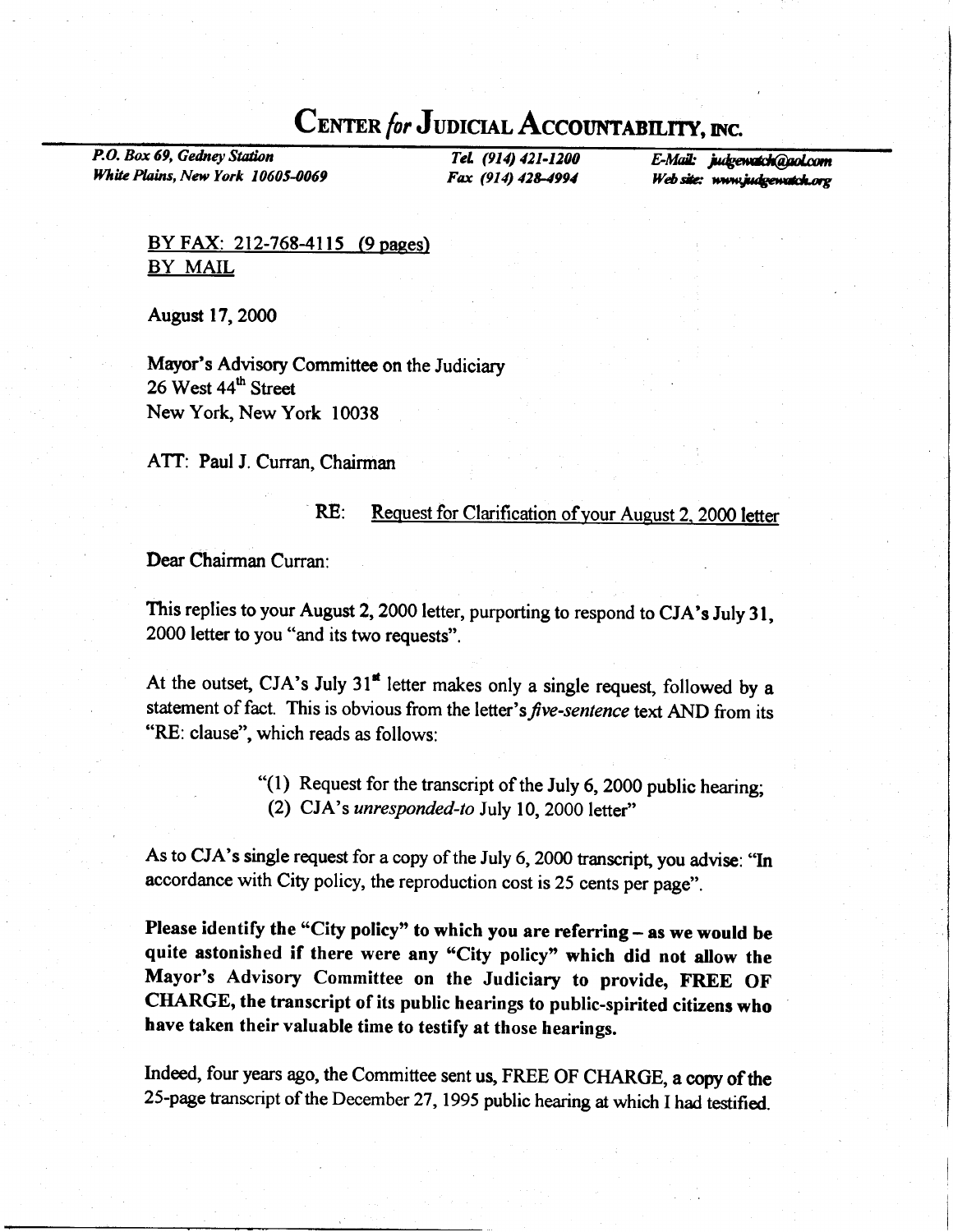# CENTER *for* JUDICIAL ACCOUNTABILITY, INC.

*P.O. Box 69, Gedney Station*
*White Plains, New York 10605-0069*

*Tel. (914) 421-1200*
*Fax (914) 428-4994*

*E-Mail: judgewatch@aol.com*
*Web site: www.judgewatch.org*

<u>BY FAX: 212-768-4115 (9 pages)</u>
<u>BY MAIL</u>

August 17, 2000

Mayor's Advisory Committee on the Judiciary
26 West 44th Street
New York, New York 10038

ATT: Paul J. Curran, Chairman

RE: <u>Request for Clarification of your August 2, 2000 letter</u>

Dear Chairman Curran:

This replies to your August 2, 2000 letter, purporting to respond to CJA's July 31, 2000 letter to you "and its two requests".

At the outset, CJA's July 31st letter makes only a single request, followed by a statement of fact. This is obvious from the letter's *five-sentence* text AND from its "RE: clause", which reads as follows:

> "(1) Request for the transcript of the July 6, 2000 public hearing;
> (2) CJA's *unresponded-to* July 10, 2000 letter"

As to CJA's single request for a copy of the July 6, 2000 transcript, you advise: "In accordance with City policy, the reproduction cost is 25 cents per page".

**Please identify the "City policy" to which you are referring – as we would be quite astonished if there were any "City policy" which did not allow the Mayor's Advisory Committee on the Judiciary to provide, FREE OF CHARGE, the transcript of its public hearings to public-spirited citizens who have taken their valuable time to testify at those hearings.**

Indeed, four years ago, the Committee sent us, FREE OF CHARGE, a copy of the 25-page transcript of the December 27, 1995 public hearing at which I had testified.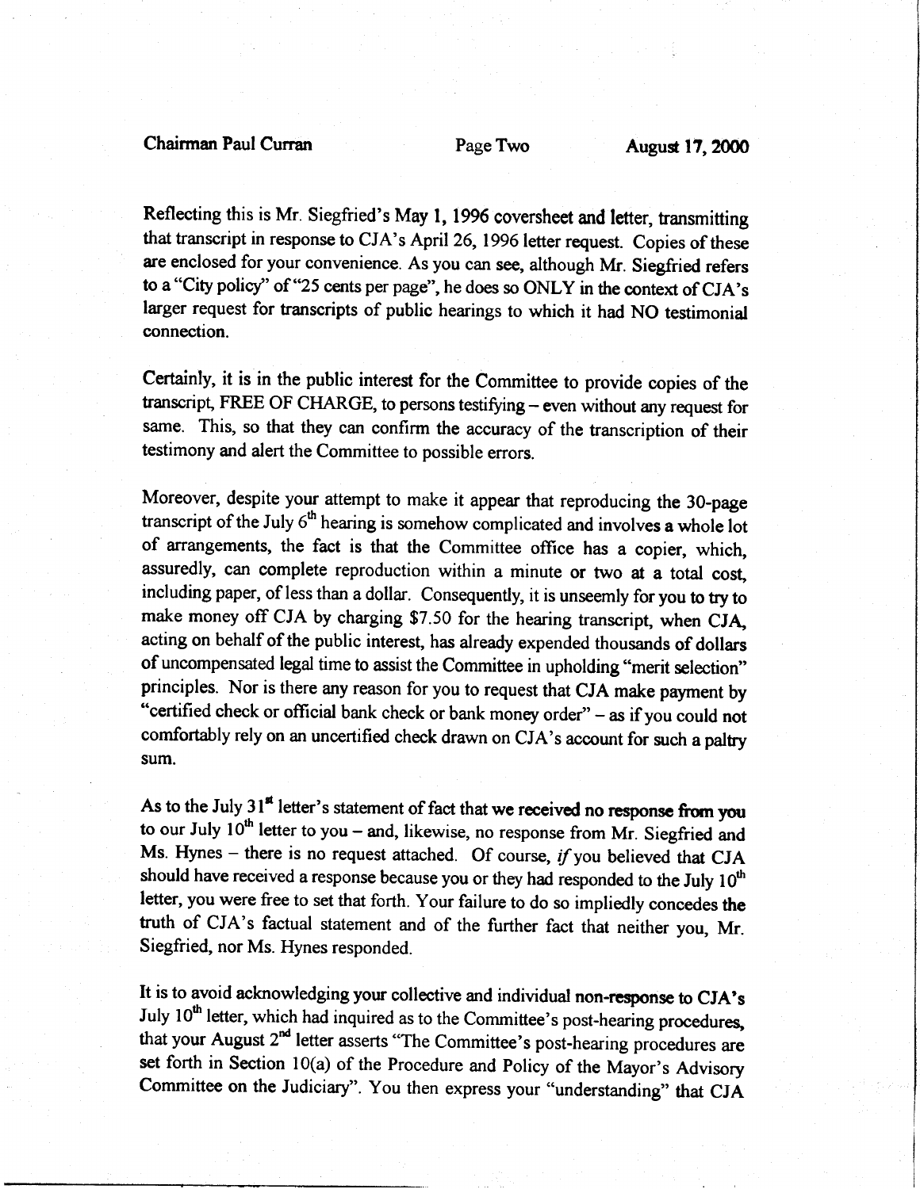Reflecting this is Mr. Siegfried's May 1, 1996 coversheet and letter, transmitting that transcript in response to CJA's April 26, 1996 letter request. Copies of these are enclosed for your convenience. As you can see, although Mr. Siegfried refers to a "City policy" of "25 cents per page", he does so ONLY in the context of CJA's larger request for transcripts of public hearings to which it had NO testimonial connection.

Certainly, it is in the public interest for the Committee to provide copies of the transcript, FREE OF CHARGE, to persons testifying – even without any request for same. This, so that they can confirm the accuracy of the transcription of their testimony and alert the Committee to possible errors.

Moreover, despite your attempt to make it appear that reproducing the 30-page transcript of the July 6th hearing is somehow complicated and involves a whole lot of arrangements, the fact is that the Committee office has a copier, which, assuredly, can complete reproduction within a minute or two at a total cost, including paper, of less than a dollar. Consequently, it is unseemly for you to try to make money off CJA by charging $7.50 for the hearing transcript, when CJA, acting on behalf of the public interest, has already expended thousands of dollars of uncompensated legal time to assist the Committee in upholding "merit selection" principles. Nor is there any reason for you to request that CJA make payment by "certified check or official bank check or bank money order" – as if you could not comfortably rely on an uncertified check drawn on CJA's account for such a paltry sum.

As to the July 31st letter's statement of fact that we received no response from you to our July 10th letter to you – and, likewise, no response from Mr. Siegfried and Ms. Hynes – there is no request attached. Of course, *if* you believed that CJA should have received a response because you or they had responded to the July 10th letter, you were free to set that forth. Your failure to do so impliedly concedes the truth of CJA's factual statement and of the further fact that neither you, Mr. Siegfried, nor Ms. Hynes responded.

It is to avoid acknowledging your collective and individual non-response to CJA's July 10th letter, which had inquired as to the Committee's post-hearing procedures, that your August 2nd letter asserts "The Committee's post-hearing procedures are set forth in Section 10(a) of the Procedure and Policy of the Mayor's Advisory Committee on the Judiciary". You then express your "understanding" that CJA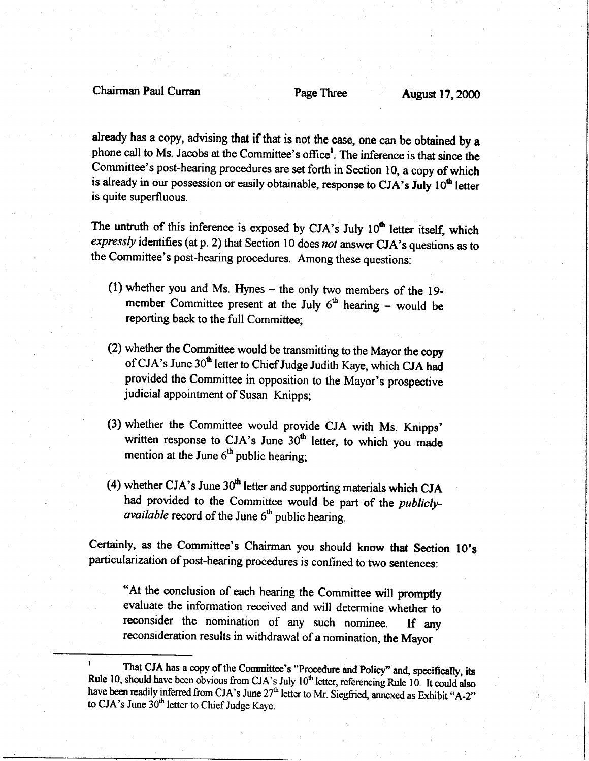already has a copy, advising that if that is not the case, one can be obtained by a phone call to Ms. Jacobs at the Committee's office[1]. The inference is that since the Committee's post-hearing procedures are set forth in Section 10, a copy of which is already in our possession or easily obtainable, response to CJA's July 10th letter is quite superfluous.

The untruth of this inference is exposed by CJA's July 10th letter itself, which *expressly* identifies (at p. 2) that Section 10 does *not* answer CJA's questions as to the Committee's post-hearing procedures. Among these questions:

(1) whether you and Ms. Hynes – the only two members of the 19-member Committee present at the July 6th hearing – would be reporting back to the full Committee;

(2) whether the Committee would be transmitting to the Mayor the copy of CJA's June 30th letter to Chief Judge Judith Kaye, which CJA had provided the Committee in opposition to the Mayor's prospective judicial appointment of Susan Knipps;

(3) whether the Committee would provide CJA with Ms. Knipps' written response to CJA's June 30th letter, to which you made mention at the June 6th public hearing;

(4) whether CJA's June 30th letter and supporting materials which CJA had provided to the Committee would be part of the *publicly-available* record of the June 6th public hearing.

Certainly, as the Committee's Chairman you should know that Section 10's particularization of post-hearing procedures is confined to two sentences:

> "At the conclusion of each hearing the Committee will promptly evaluate the information received and will determine whether to reconsider the nomination of any such nominee. If any reconsideration results in withdrawal of a nomination, the Mayor

---

[1] That CJA has a copy of the Committee's "Procedure and Policy" and, specifically, its Rule 10, should have been obvious from CJA's July 10th letter, referencing Rule 10. It could also have been readily inferred from CJA's June 27th letter to Mr. Siegfried, annexed as Exhibit "A-2" to CJA's June 30th letter to Chief Judge Kaye.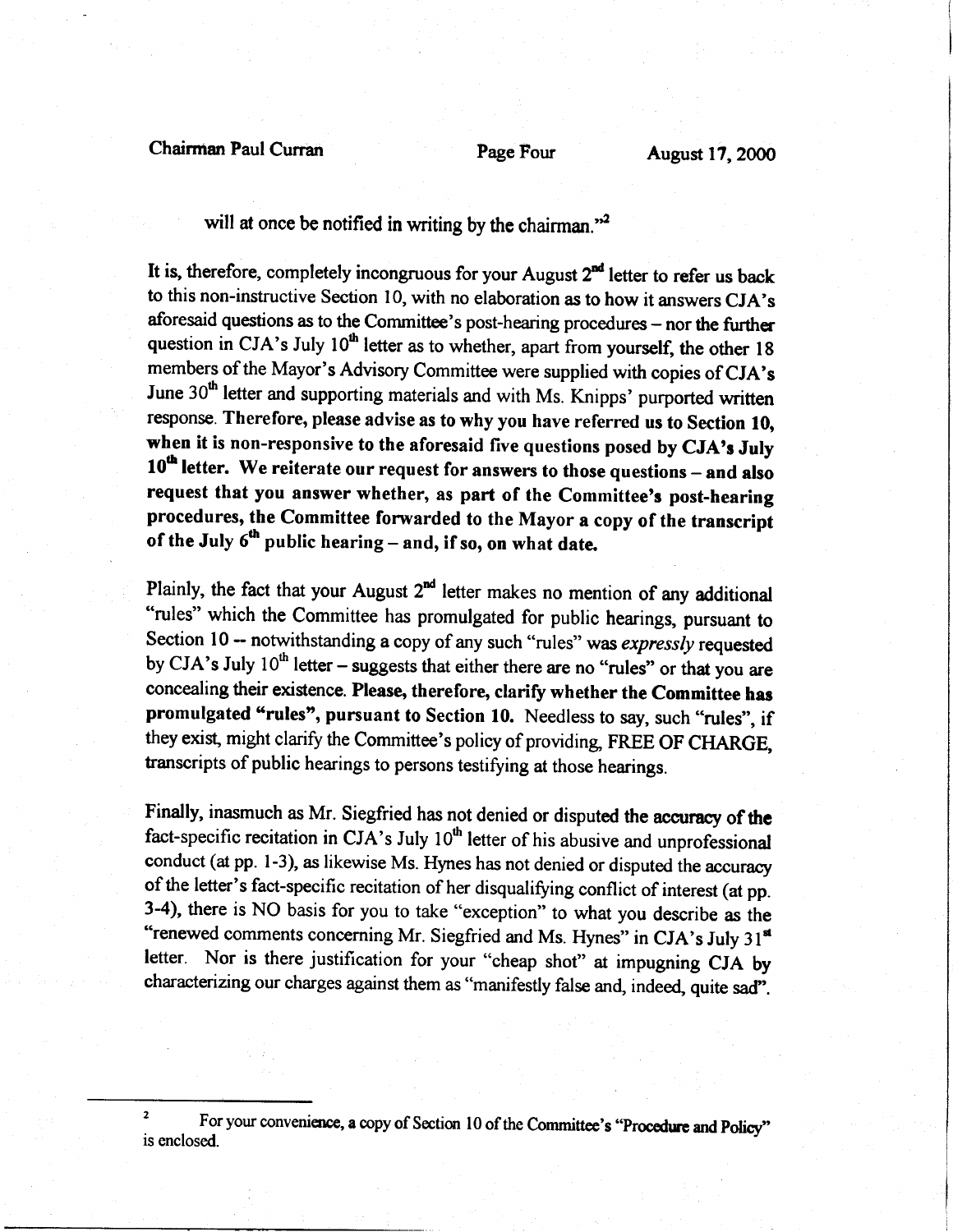will at once be notified in writing by the chairman."[2]

It is, therefore, completely incongruous for your August 2nd letter to refer us back to this non-instructive Section 10, with no elaboration as to how it answers CJA's aforesaid questions as to the Committee's post-hearing procedures – nor the further question in CJA's July 10th letter as to whether, apart from yourself, the other 18 members of the Mayor's Advisory Committee were supplied with copies of CJA's June 30th letter and supporting materials and with Ms. Knipps' purported written response. **Therefore, please advise as to why you have referred us to Section 10, when it is non-responsive to the aforesaid five questions posed by CJA's July 10th letter. We reiterate our request for answers to those questions – and also request that you answer whether, as part of the Committee's post-hearing procedures, the Committee forwarded to the Mayor a copy of the transcript of the July 6th public hearing – and, if so, on what date.**

Plainly, the fact that your August 2nd letter makes no mention of any additional "rules" which the Committee has promulgated for public hearings, pursuant to Section 10 -- notwithstanding a copy of any such "rules" was *expressly* requested by CJA's July 10th letter – suggests that either there are no "rules" or that you are concealing their existence. **Please, therefore, clarify whether the Committee has promulgated "rules", pursuant to Section 10.** Needless to say, such "rules", if they exist, might clarify the Committee's policy of providing, FREE OF CHARGE, transcripts of public hearings to persons testifying at those hearings.

Finally, inasmuch as Mr. Siegfried has not denied or disputed the accuracy of the fact-specific recitation in CJA's July 10th letter of his abusive and unprofessional conduct (at pp. 1-3), as likewise Ms. Hynes has not denied or disputed the accuracy of the letter's fact-specific recitation of her disqualifying conflict of interest (at pp. 3-4), there is NO basis for you to take "exception" to what you describe as the "renewed comments concerning Mr. Siegfried and Ms. Hynes" in CJA's July 31st letter. Nor is there justification for your "cheap shot" at impugning CJA by characterizing our charges against them as "manifestly false and, indeed, quite sad".

---

[2] For your convenience, a copy of Section 10 of the Committee's "Procedure and Policy" is enclosed.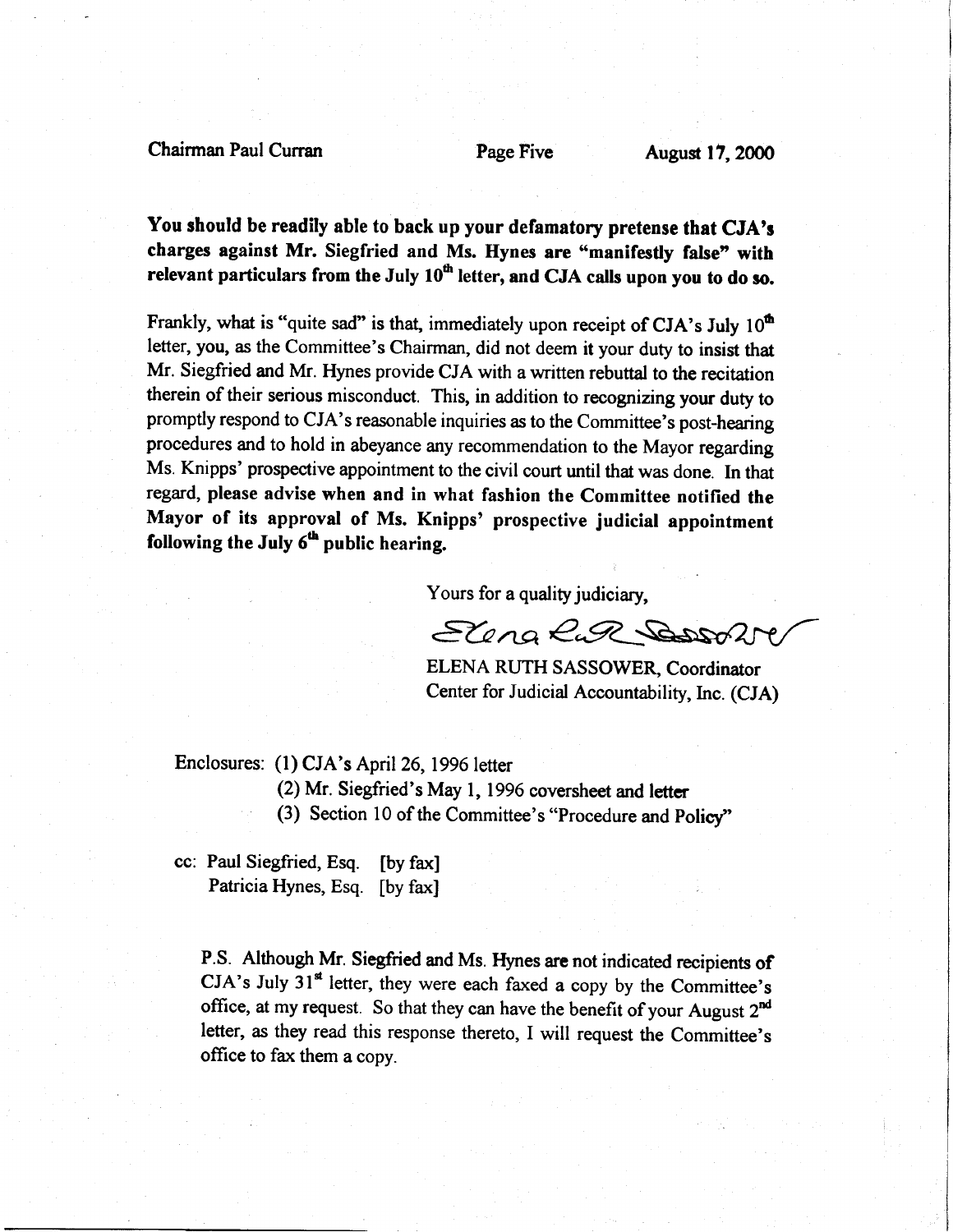**You should be readily able to back up your defamatory pretense that CJA's charges against Mr. Siegfried and Ms. Hynes are "manifestly false" with relevant particulars from the July 10th letter, and CJA calls upon you to do so.**

Frankly, what is "quite sad" is that, immediately upon receipt of CJA's July 10th letter, you, as the Committee's Chairman, did not deem it your duty to insist that Mr. Siegfried and Mr. Hynes provide CJA with a written rebuttal to the recitation therein of their serious misconduct. This, in addition to recognizing your duty to promptly respond to CJA's reasonable inquiries as to the Committee's post-hearing procedures and to hold in abeyance any recommendation to the Mayor regarding Ms. Knipps' prospective appointment to the civil court until that was done. In that regard, **please advise when and in what fashion the Committee notified the Mayor of its approval of Ms. Knipps' prospective judicial appointment following the July 6th public hearing.**

Yours for a quality judiciary,

Elena Ruth Sassower

ELENA RUTH SASSOWER, Coordinator
Center for Judicial Accountability, Inc. (CJA)

Enclosures: (1) CJA's April 26, 1996 letter
(2) Mr. Siegfried's May 1, 1996 coversheet and letter
(3) Section 10 of the Committee's "Procedure and Policy"

cc: Paul Siegfried, Esq. [by fax]
Patricia Hynes, Esq. [by fax]

P.S. Although Mr. Siegfried and Ms. Hynes are not indicated recipients of CJA's July 31st letter, they were each faxed a copy by the Committee's office, at my request. So that they can have the benefit of your August 2nd letter, as they read this response thereto, I will request the Committee's office to fax them a copy.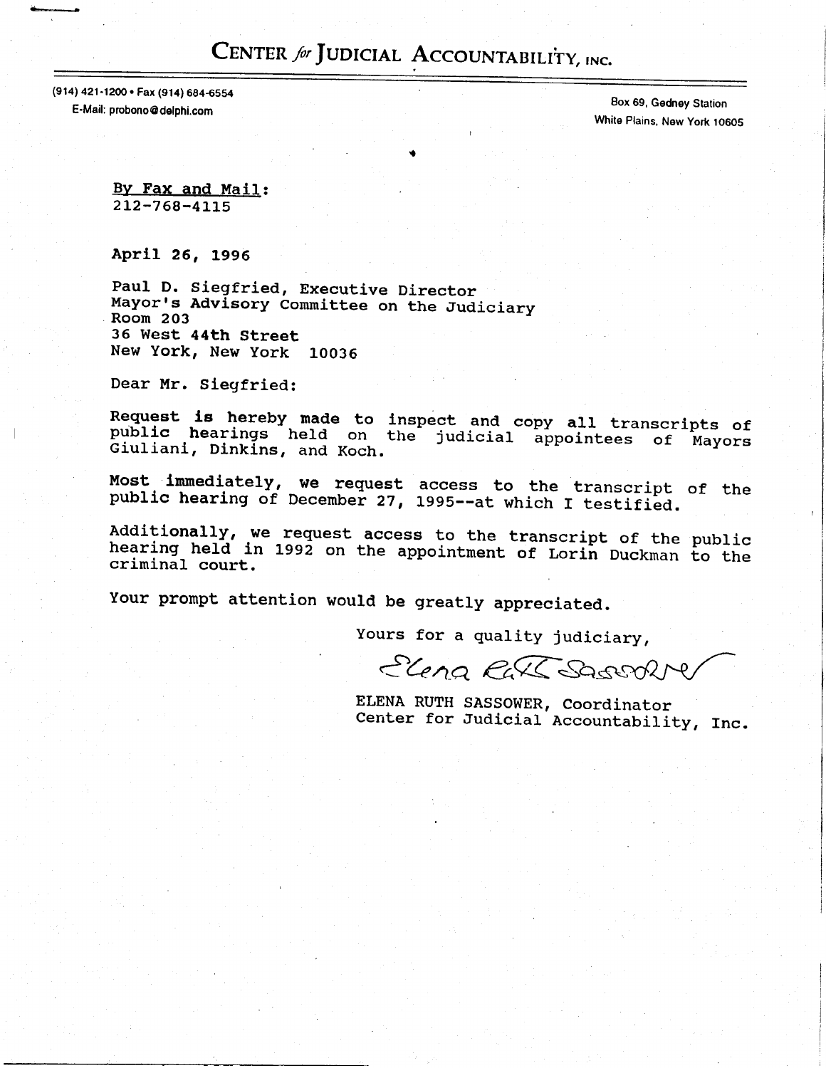# CENTER *for* JUDICIAL ACCOUNTABILITY, INC.

(914) 421-1200 • Fax (914) 684-6554
E-Mail: probono@delphi.com

Box 69, Gedney Station
White Plains, New York 10605

By Fax and Mail:
212-768-4115

April 26, 1996

Paul D. Siegfried, Executive Director
Mayor's Advisory Committee on the Judiciary
Room 203
36 West 44th Street
New York, New York 10036

Dear Mr. Siegfried:

Request is hereby made to inspect and copy all transcripts of public hearings held on the judicial appointees of Mayors Giuliani, Dinkins, and Koch.

Most immediately, we request access to the transcript of the public hearing of December 27, 1995--at which I testified.

Additionally, we request access to the transcript of the public hearing held in 1992 on the appointment of Lorin Duckman to the criminal court.

Your prompt attention would be greatly appreciated.

Yours for a quality judiciary,

*Elena Ruth Sassower*

ELENA RUTH SASSOWER, Coordinator
Center for Judicial Accountability, Inc.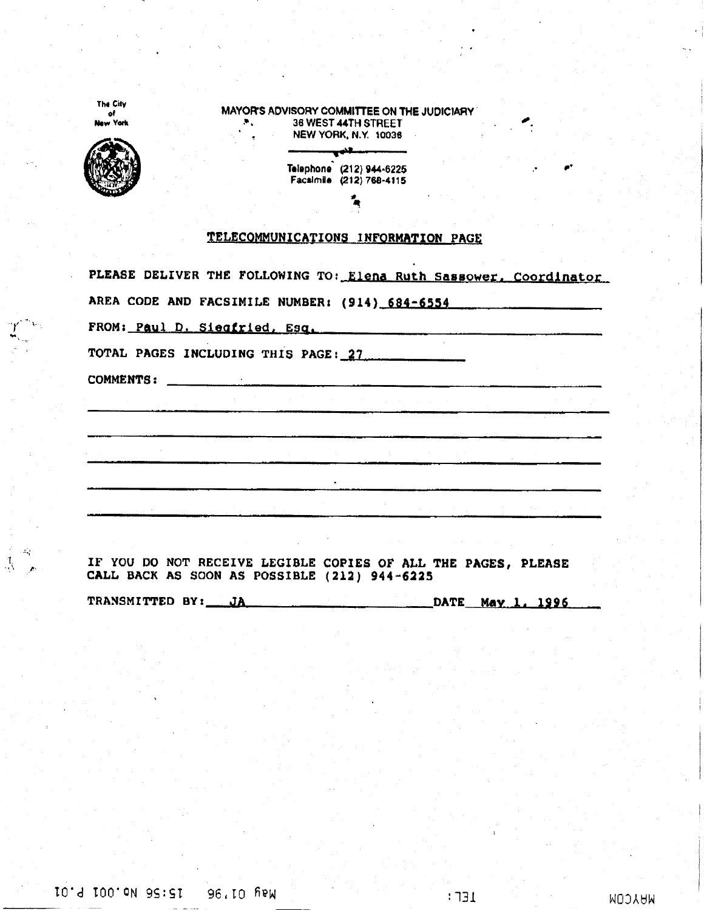The City of New York

MAYOR'S ADVISORY COMMITTEE ON THE JUDICIARY
38 WEST 44TH STREET
NEW YORK, N.Y. 10036

Telephone (212) 944-6225
Facsimile (212) 768-4115

## TELECOMMUNICATIONS INFORMATION PAGE

PLEASE DELIVER THE FOLLOWING TO: Elena Ruth Sassower, Coordinator

AREA CODE AND FACSIMILE NUMBER: (914) 684-6554

FROM: Paul D. Siegfried, Esq.

TOTAL PAGES INCLUDING THIS PAGE: 27

COMMENTS:

IF YOU DO NOT RECEIVE LEGIBLE COPIES OF ALL THE PAGES, PLEASE CALL BACK AS SOON AS POSSIBLE (212) 944-6225

TRANSMITTED BY: JA DATE May 1, 1996

MAYCOM TEL: May 01,96 15:56 No.001 P.01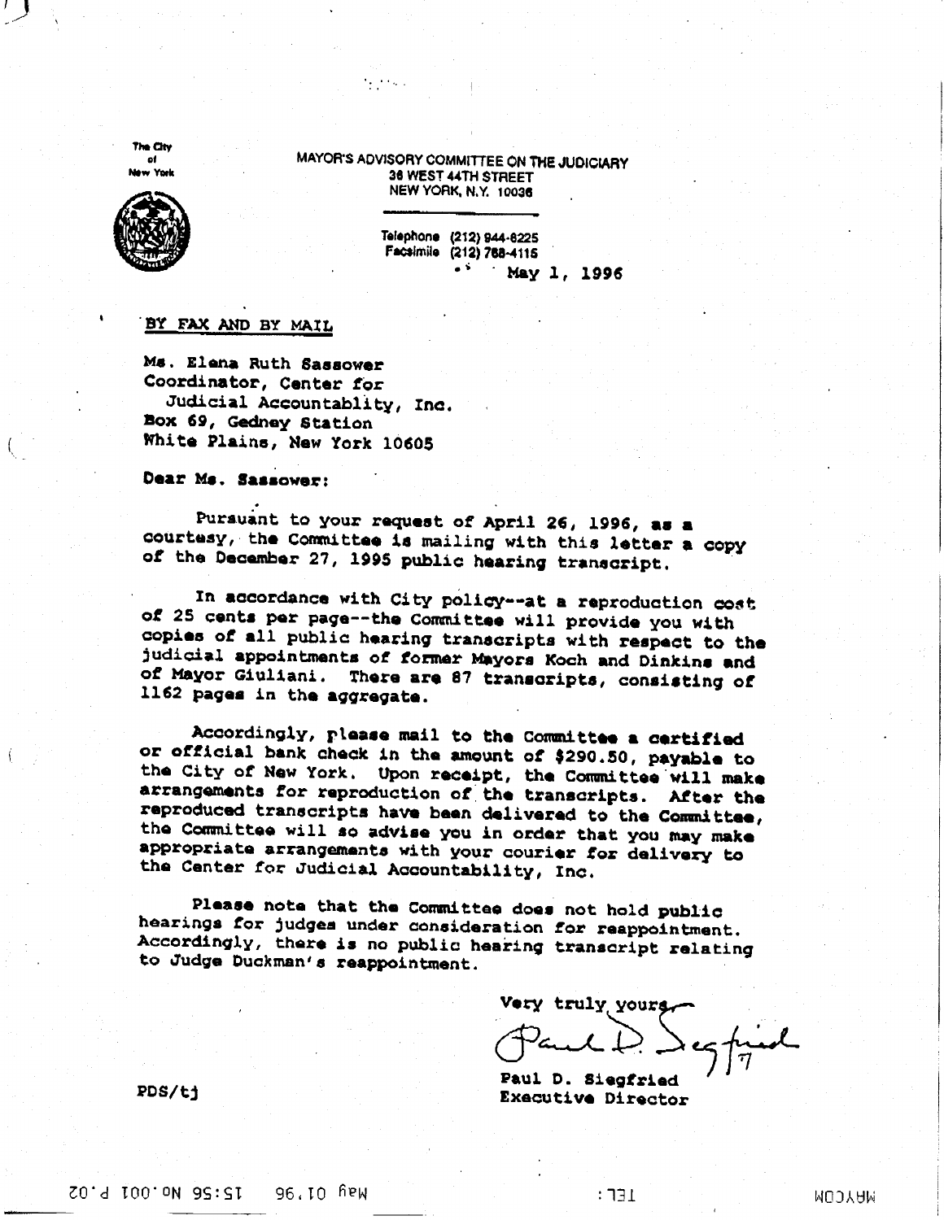The City of New York

MAYOR'S ADVISORY COMMITTEE ON THE JUDICIARY
38 WEST 44TH STREET
NEW YORK, N.Y. 10036

Telephone (212) 944-8225
Facsimile (212) 788-4115

May 1, 1996

BY FAX AND BY MAIL

Ms. Elena Ruth Sassower
Coordinator, Center for
Judicial Accountablity, Inc.
Box 69, Gedney Station
White Plains, New York 10605

Dear Ms. Sassower:

Pursuant to your request of April 26, 1996, as a courtesy, the Committee is mailing with this letter a copy of the December 27, 1995 public hearing transcript.

In accordance with City policy--at a reproduction cost of 25 cents per page--the Committee will provide you with copies of all public hearing transcripts with respect to the judicial appointments of former Mayors Koch and Dinkins and of Mayor Giuliani. There are 87 transcripts, consisting of 1162 pages in the aggregate.

Accordingly, please mail to the Committee a certified or official bank check in the amount of $290.50, payable to the City of New York. Upon receipt, the Committee will make arrangements for reproduction of the transcripts. After the reproduced transcripts have been delivered to the Committee, the Committee will so advise you in order that you may make appropriate arrangements with your courier for delivery to the Center for Judicial Accountability, Inc.

Please note that the Committee does not hold public hearings for judges under consideration for reappointment. Accordingly, there is no public hearing transcript relating to Judge Duckman's reappointment.

Very truly yours,

Paul D. Siegfried
Executive Director

PDS/tj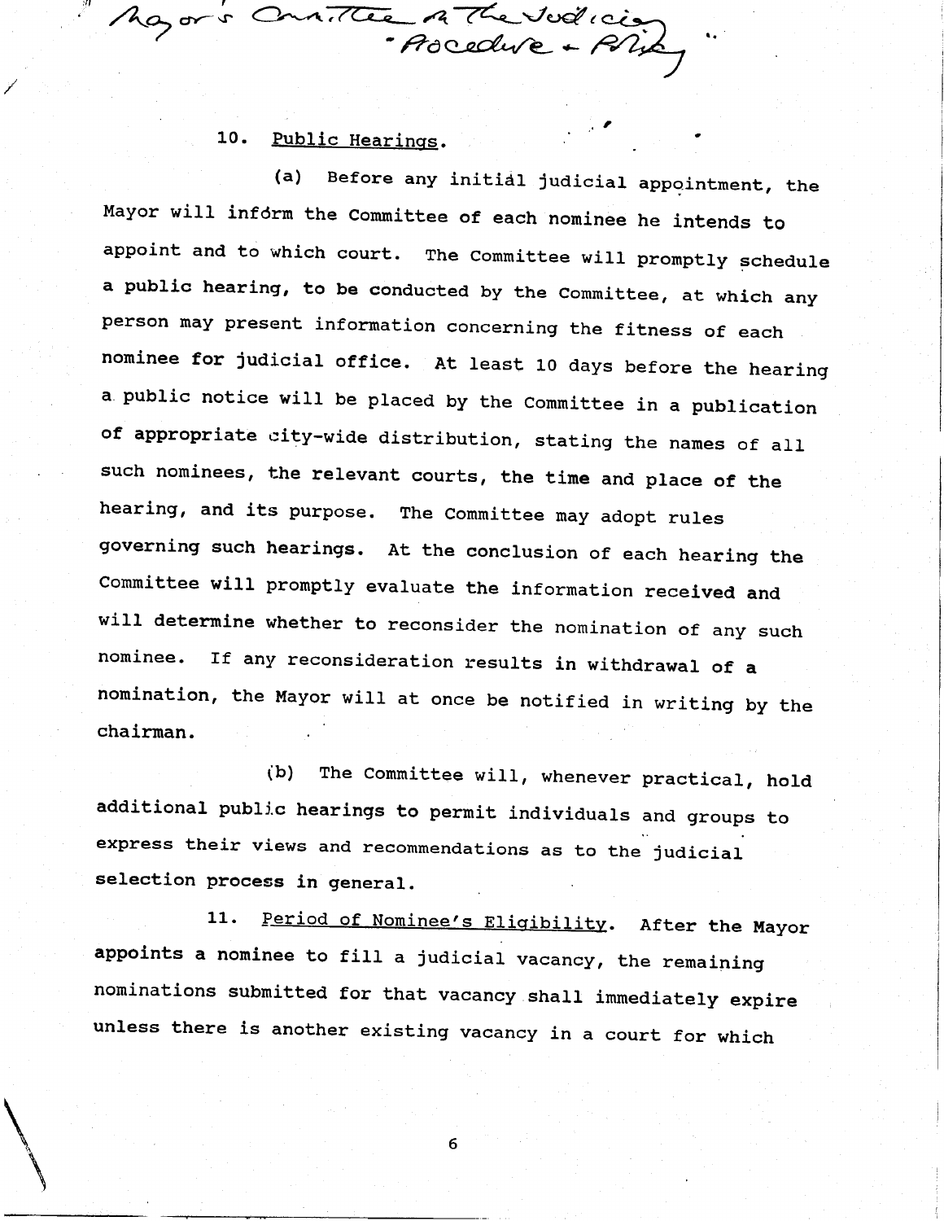Mayor's Committee on the Judiciary
- Procedure + Policy

10. Public Hearings.

(a) Before any initial judicial appointment, the Mayor will inform the Committee of each nominee he intends to appoint and to which court. The Committee will promptly schedule a public hearing, to be conducted by the Committee, at which any person may present information concerning the fitness of each nominee for judicial office. At least 10 days before the hearing a public notice will be placed by the Committee in a publication of appropriate city-wide distribution, stating the names of all such nominees, the relevant courts, the time and place of the hearing, and its purpose. The Committee may adopt rules governing such hearings. At the conclusion of each hearing the Committee will promptly evaluate the information received and will determine whether to reconsider the nomination of any such nominee. If any reconsideration results in withdrawal of a nomination, the Mayor will at once be notified in writing by the chairman.

(b) The Committee will, whenever practical, hold additional public hearings to permit individuals and groups to express their views and recommendations as to the judicial selection process in general.

11. Period of Nominee's Eligibility. After the Mayor appoints a nominee to fill a judicial vacancy, the remaining nominations submitted for that vacancy shall immediately expire unless there is another existing vacancy in a court for which